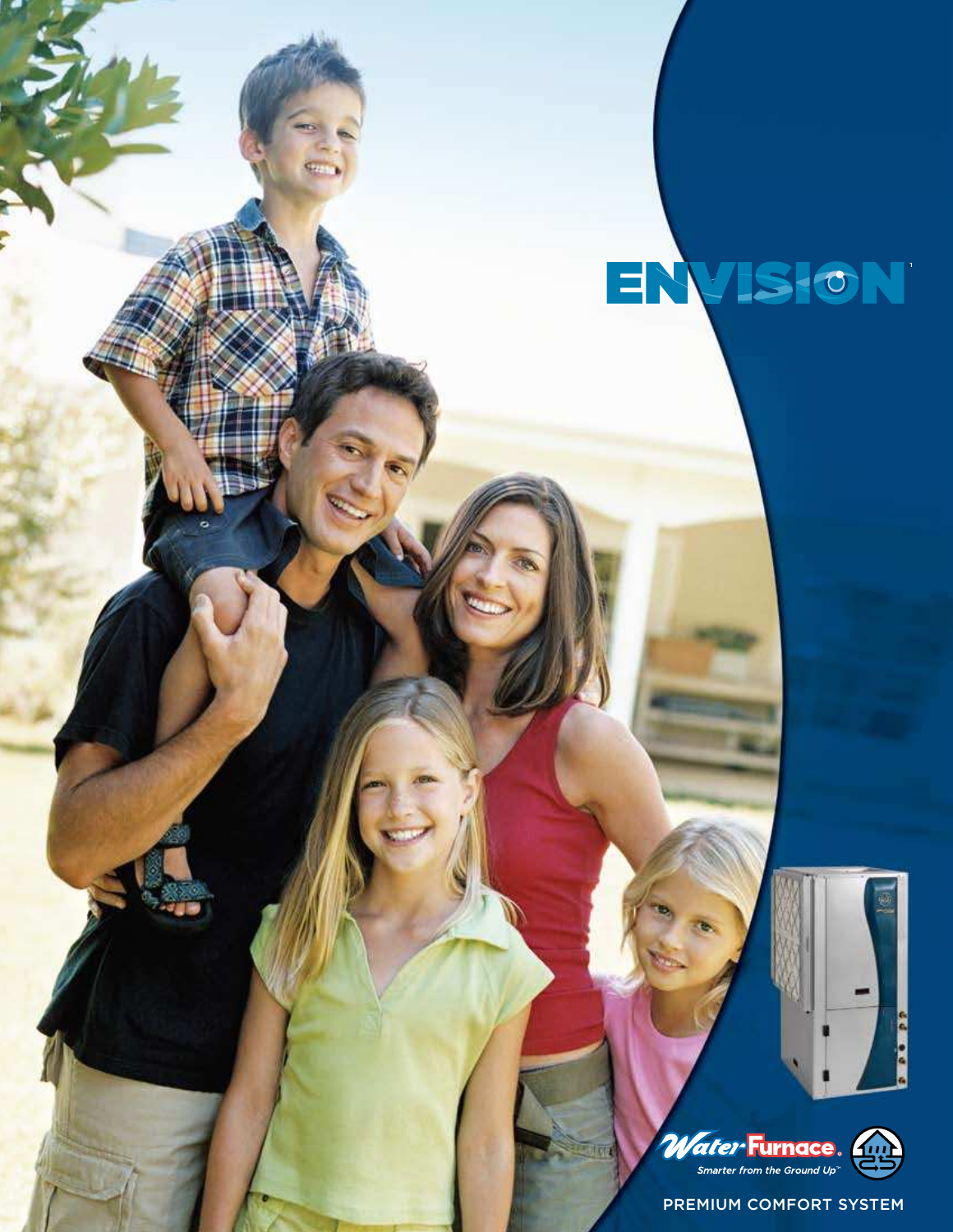# ENVISION

Water Furnace.

*Smarter from the Ground Up™*

PREMIUM COMFORT SYSTEM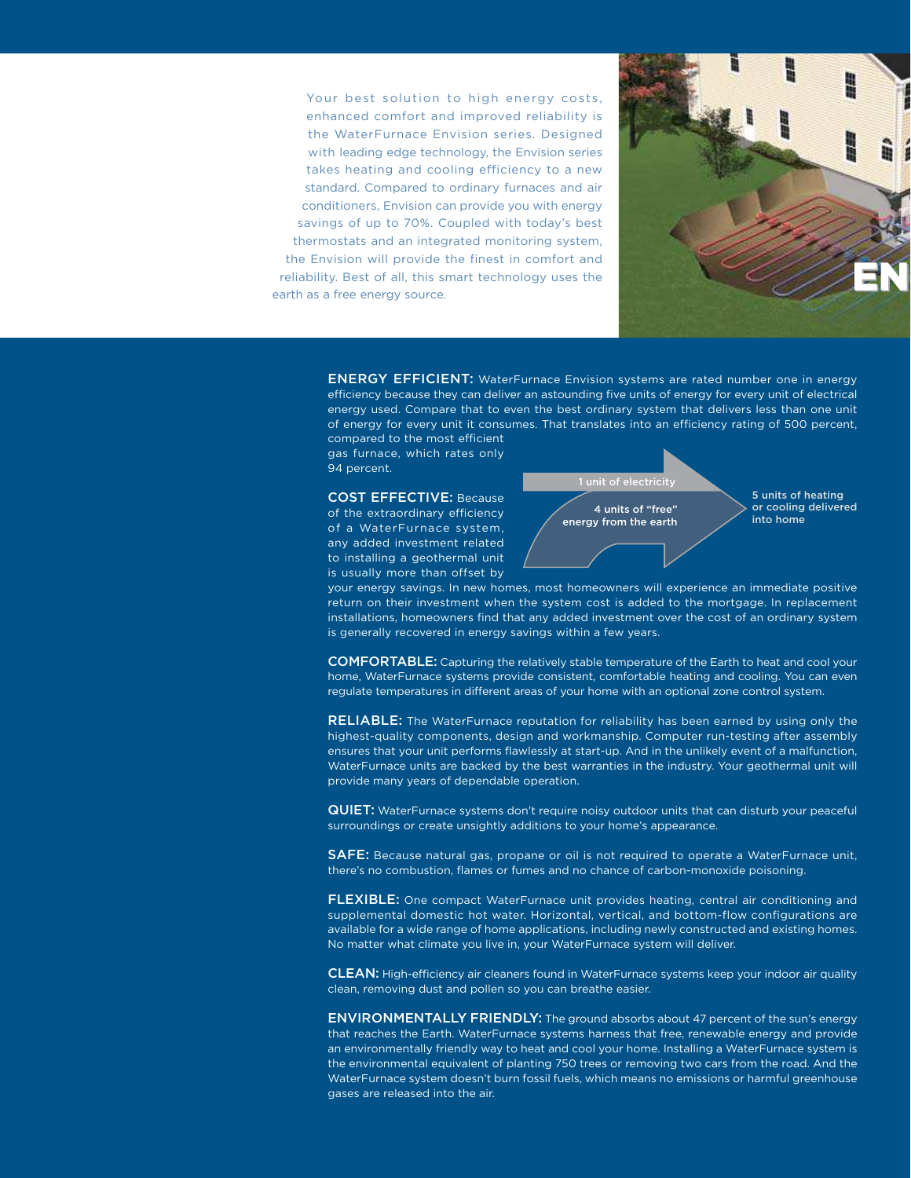Your best solution to high energy costs, enhanced comfort and improved reliability is the WaterFurnace Envision series. Designed with leading edge technology, the Envision series takes heating and cooling efficiency to a new standard. Compared to ordinary furnaces and air conditioners, Envision can provide you with energy savings of up to 70%. Coupled with today's best thermostats and an integrated monitoring system, the Envision will provide the finest in comfort and reliability. Best of all, this smart technology uses the earth as a free energy source.

**ENERGY EFFICIENT:** WaterFurnace Envision systems are rated number one in energy efficiency because they can deliver an astounding five units of energy for every unit of electrical energy used. Compare that to even the best ordinary system that delivers less than one unit of energy for every unit it consumes. That translates into an efficiency rating of 500 percent, compared to the most efficient gas furnace, which rates only 94 percent.

1 unit of electricity

4 units of "free" energy from the earth

5 units of heating or cooling delivered into home

**COST EFFECTIVE:** Because of the extraordinary efficiency of a WaterFurnace system, any added investment related to installing a geothermal unit is usually more than offset by your energy savings. In new homes, most homeowners will experience an immediate positive return on their investment when the system cost is added to the mortgage. In replacement installations, homeowners find that any added investment over the cost of an ordinary system is generally recovered in energy savings within a few years.

**COMFORTABLE:** Capturing the relatively stable temperature of the Earth to heat and cool your home, WaterFurnace systems provide consistent, comfortable heating and cooling. You can even regulate temperatures in different areas of your home with an optional zone control system.

**RELIABLE:** The WaterFurnace reputation for reliability has been earned by using only the highest-quality components, design and workmanship. Computer run-testing after assembly ensures that your unit performs flawlessly at start-up. And in the unlikely event of a malfunction, WaterFurnace units are backed by the best warranties in the industry. Your geothermal unit will provide many years of dependable operation.

**QUIET:** WaterFurnace systems don't require noisy outdoor units that can disturb your peaceful surroundings or create unsightly additions to your home's appearance.

**SAFE:** Because natural gas, propane or oil is not required to operate a WaterFurnace unit, there's no combustion, flames or fumes and no chance of carbon-monoxide poisoning.

**FLEXIBLE:** One compact WaterFurnace unit provides heating, central air conditioning and supplemental domestic hot water. Horizontal, vertical, and bottom-flow configurations are available for a wide range of home applications, including newly constructed and existing homes. No matter what climate you live in, your WaterFurnace system will deliver.

**CLEAN:** High-efficiency air cleaners found in WaterFurnace systems keep your indoor air quality clean, removing dust and pollen so you can breathe easier.

**ENVIRONMENTALLY FRIENDLY:** The ground absorbs about 47 percent of the sun's energy that reaches the Earth. WaterFurnace systems harness that free, renewable energy and provide an environmentally friendly way to heat and cool your home. Installing a WaterFurnace system is the environmental equivalent of planting 750 trees or removing two cars from the road. And the WaterFurnace system doesn't burn fossil fuels, which means no emissions or harmful greenhouse gases are released into the air.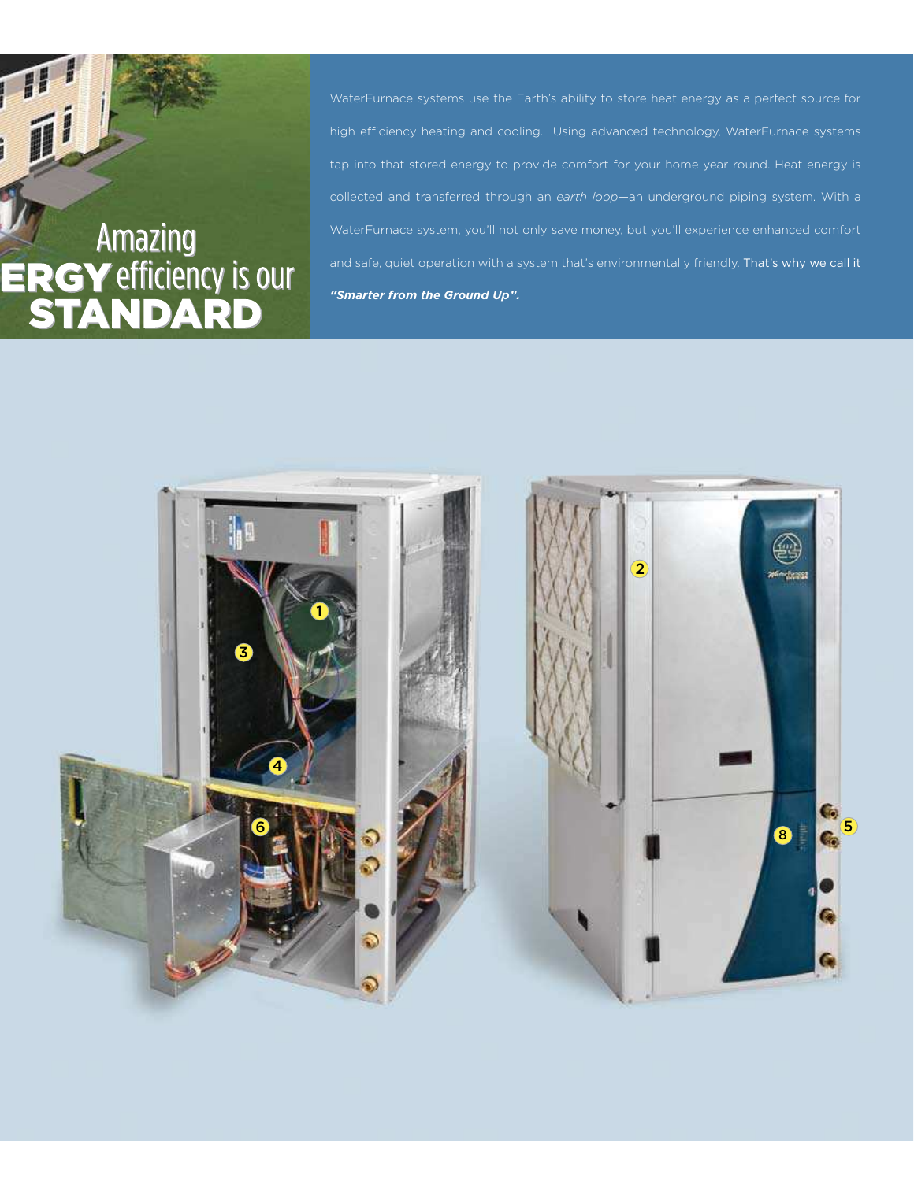# Amazing ERGY efficiency is our STANDARD

WaterFurnace systems use the Earth's ability to store heat energy as a perfect source for high efficiency heating and cooling. Using advanced technology, WaterFurnace systems tap into that stored energy to provide comfort for your home year round. Heat energy is collected and transferred through an *earth loop*—an underground piping system. With a WaterFurnace system, you'll not only save money, but you'll experience enhanced comfort and safe, quiet operation with a system that's environmentally friendly. That's why we call it ***"Smarter from the Ground Up".***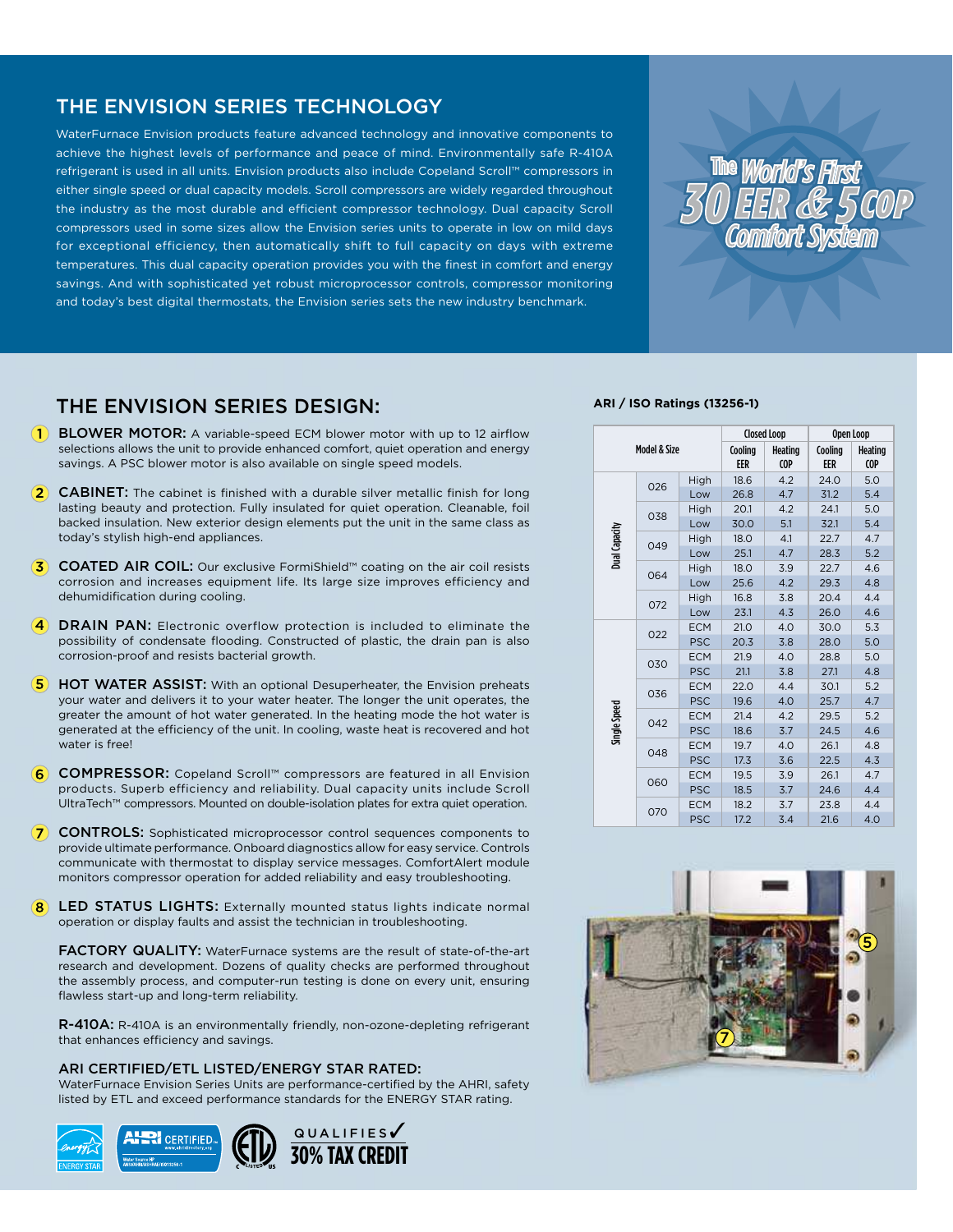## THE ENVISION SERIES TECHNOLOGY

WaterFurnace Envision products feature advanced technology and innovative components to achieve the highest levels of performance and peace of mind. Environmentally safe R-410A refrigerant is used in all units. Envision products also include Copeland Scroll™ compressors in either single speed or dual capacity models. Scroll compressors are widely regarded throughout the industry as the most durable and efficient compressor technology. Dual capacity Scroll compressors used in some sizes allow the Envision series units to operate in low on mild days for exceptional efficiency, then automatically shift to full capacity on days with extreme temperatures. This dual capacity operation provides you with the finest in comfort and energy savings. And with sophisticated yet robust microprocessor controls, compressor monitoring and today's best digital thermostats, the Envision series sets the new industry benchmark.

The World's First 30 EER & 5 COP Comfort System

## THE ENVISION SERIES DESIGN:

1. **BLOWER MOTOR:** A variable-speed ECM blower motor with up to 12 airflow selections allows the unit to provide enhanced comfort, quiet operation and energy savings. A PSC blower motor is also available on single speed models.
2. **CABINET:** The cabinet is finished with a durable silver metallic finish for long lasting beauty and protection. Fully insulated for quiet operation. Cleanable, foil backed insulation. New exterior design elements put the unit in the same class as today's stylish high-end appliances.
3. **COATED AIR COIL:** Our exclusive FormiShield™ coating on the air coil resists corrosion and increases equipment life. Its large size improves efficiency and dehumidification during cooling.
4. **DRAIN PAN:** Electronic overflow protection is included to eliminate the possibility of condensate flooding. Constructed of plastic, the drain pan is also corrosion-proof and resists bacterial growth.
5. **HOT WATER ASSIST:** With an optional Desuperheater, the Envision preheats your water and delivers it to your water heater. The longer the unit operates, the greater the amount of hot water generated. In the heating mode the hot water is generated at the efficiency of the unit. In cooling, waste heat is recovered and hot water is free!
6. **COMPRESSOR:** Copeland Scroll™ compressors are featured in all Envision products. Superb efficiency and reliability. Dual capacity units include Scroll UltraTech™ compressors. Mounted on double-isolation plates for extra quiet operation.
7. **CONTROLS:** Sophisticated microprocessor control sequences components to provide ultimate performance. Onboard diagnostics allow for easy service. Controls communicate with thermostat to display service messages. ComfortAlert module monitors compressor operation for added reliability and easy troubleshooting.
8. **LED STATUS LIGHTS:** Externally mounted status lights indicate normal operation or display faults and assist the technician in troubleshooting.

**FACTORY QUALITY:** WaterFurnace systems are the result of state-of-the-art research and development. Dozens of quality checks are performed throughout the assembly process, and computer-run testing is done on every unit, ensuring flawless start-up and long-term reliability.

**R-410A:** R-410A is an environmentally friendly, non-ozone-depleting refrigerant that enhances efficiency and savings.

**ARI CERTIFIED/ETL LISTED/ENERGY STAR RATED:**
WaterFurnace Envision Series Units are performance-certified by the AHRI, safety listed by ETL and exceed performance standards for the ENERGY STAR rating.

QUALIFIES ✓ 30% TAX CREDIT

**ARI / ISO Ratings (13256-1)**

| Model & Size | | | Closed Loop | | Open Loop | |
|---|---|---|---|---|---|---|
| | | | Cooling EER | Heating COP | Cooling EER | Heating COP |
| Dual Capacity | 026 | High | 18.6 | 4.2 | 24.0 | 5.0 |
| | | Low | 26.8 | 4.7 | 31.2 | 5.4 |
| | 038 | High | 20.1 | 4.2 | 24.1 | 5.0 |
| | | Low | 30.0 | 5.1 | 32.1 | 5.4 |
| | 049 | High | 18.0 | 4.1 | 22.7 | 4.7 |
| | | Low | 25.1 | 4.7 | 28.3 | 5.2 |
| | 064 | High | 18.0 | 3.9 | 22.7 | 4.6 |
| | | Low | 25.6 | 4.2 | 29.3 | 4.8 |
| | 072 | High | 16.8 | 3.8 | 20.4 | 4.4 |
| | | Low | 23.1 | 4.3 | 26.0 | 4.6 |
| Single Speed | 022 | ECM | 21.0 | 4.0 | 30.0 | 5.3 |
| | | PSC | 20.3 | 3.8 | 28.0 | 5.0 |
| | 030 | ECM | 21.9 | 4.0 | 28.8 | 5.0 |
| | | PSC | 21.1 | 3.8 | 27.1 | 4.8 |
| | 036 | ECM | 22.0 | 4.4 | 30.1 | 5.2 |
| | | PSC | 19.6 | 4.0 | 25.7 | 4.7 |
| | 042 | ECM | 21.4 | 4.2 | 29.5 | 5.2 |
| | | PSC | 18.6 | 3.7 | 24.5 | 4.6 |
| | 048 | ECM | 19.7 | 4.0 | 26.1 | 4.8 |
| | | PSC | 17.3 | 3.6 | 22.5 | 4.3 |
| | 060 | ECM | 19.5 | 3.9 | 26.1 | 4.7 |
| | | PSC | 18.5 | 3.7 | 24.6 | 4.4 |
| | 070 | ECM | 18.2 | 3.7 | 23.8 | 4.4 |
| | | PSC | 17.2 | 3.4 | 21.6 | 4.0 |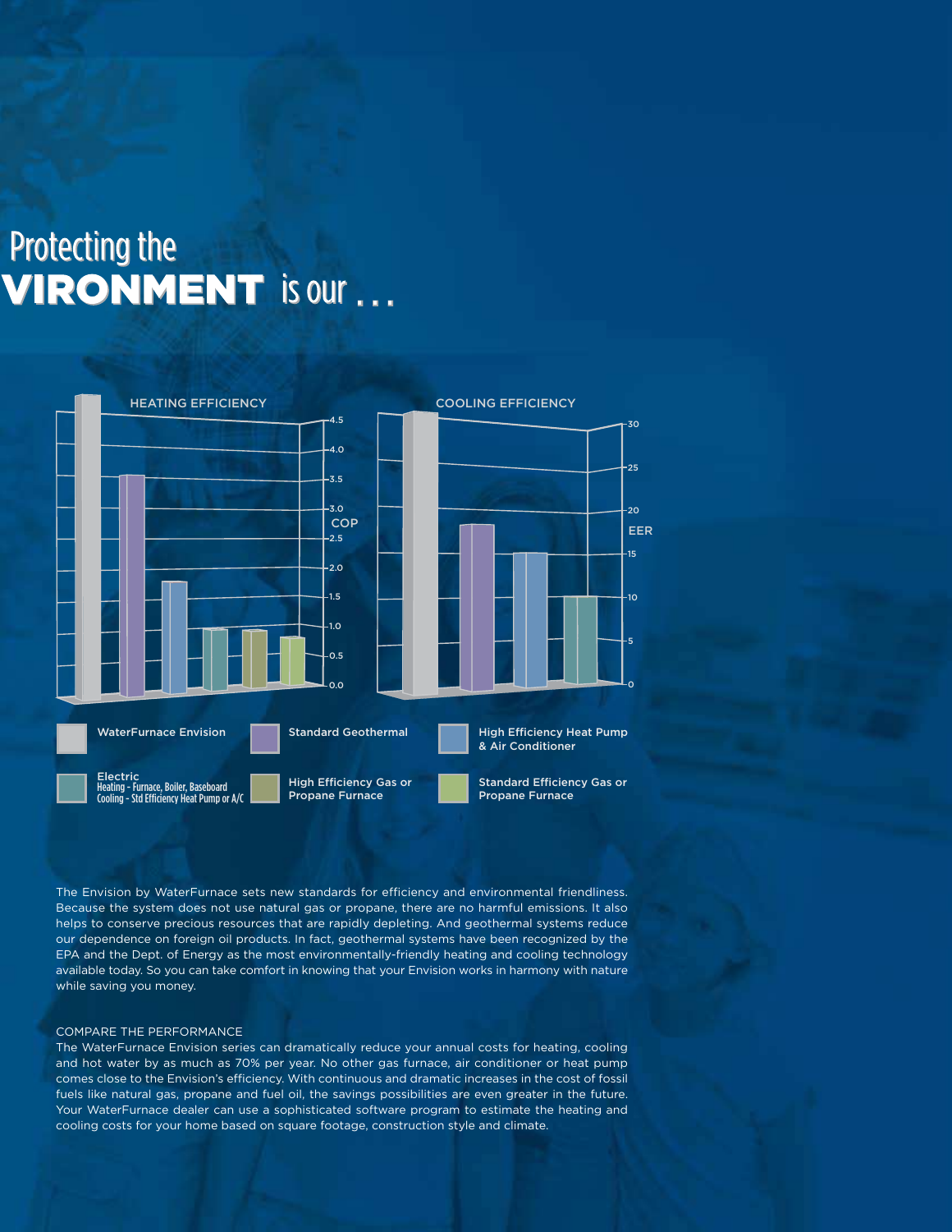# Protecting the VIRONMENT is our . . .

HEATING EFFICIENCY

COOLING EFFICIENCY

- WaterFurnace Envision
- Standard Geothermal
- High Efficiency Heat Pump & Air Conditioner
- Electric
  Heating - Furnace, Boiler, Baseboard
  Cooling - Std Efficiency Heat Pump or A/C
- High Efficiency Gas or Propane Furnace
- Standard Efficiency Gas or Propane Furnace

The Envision by WaterFurnace sets new standards for efficiency and environmental friendliness. Because the system does not use natural gas or propane, there are no harmful emissions. It also helps to conserve precious resources that are rapidly depleting. And geothermal systems reduce our dependence on foreign oil products. In fact, geothermal systems have been recognized by the EPA and the Dept. of Energy as the most environmentally-friendly heating and cooling technology available today. So you can take comfort in knowing that your Envision works in harmony with nature while saving you money.

COMPARE THE PERFORMANCE

The WaterFurnace Envision series can dramatically reduce your annual costs for heating, cooling and hot water by as much as 70% per year. No other gas furnace, air conditioner or heat pump comes close to the Envision's efficiency. With continuous and dramatic increases in the cost of fossil fuels like natural gas, propane and fuel oil, the savings possibilities are even greater in the future. Your WaterFurnace dealer can use a sophisticated software program to estimate the heating and cooling costs for your home based on square footage, construction style and climate.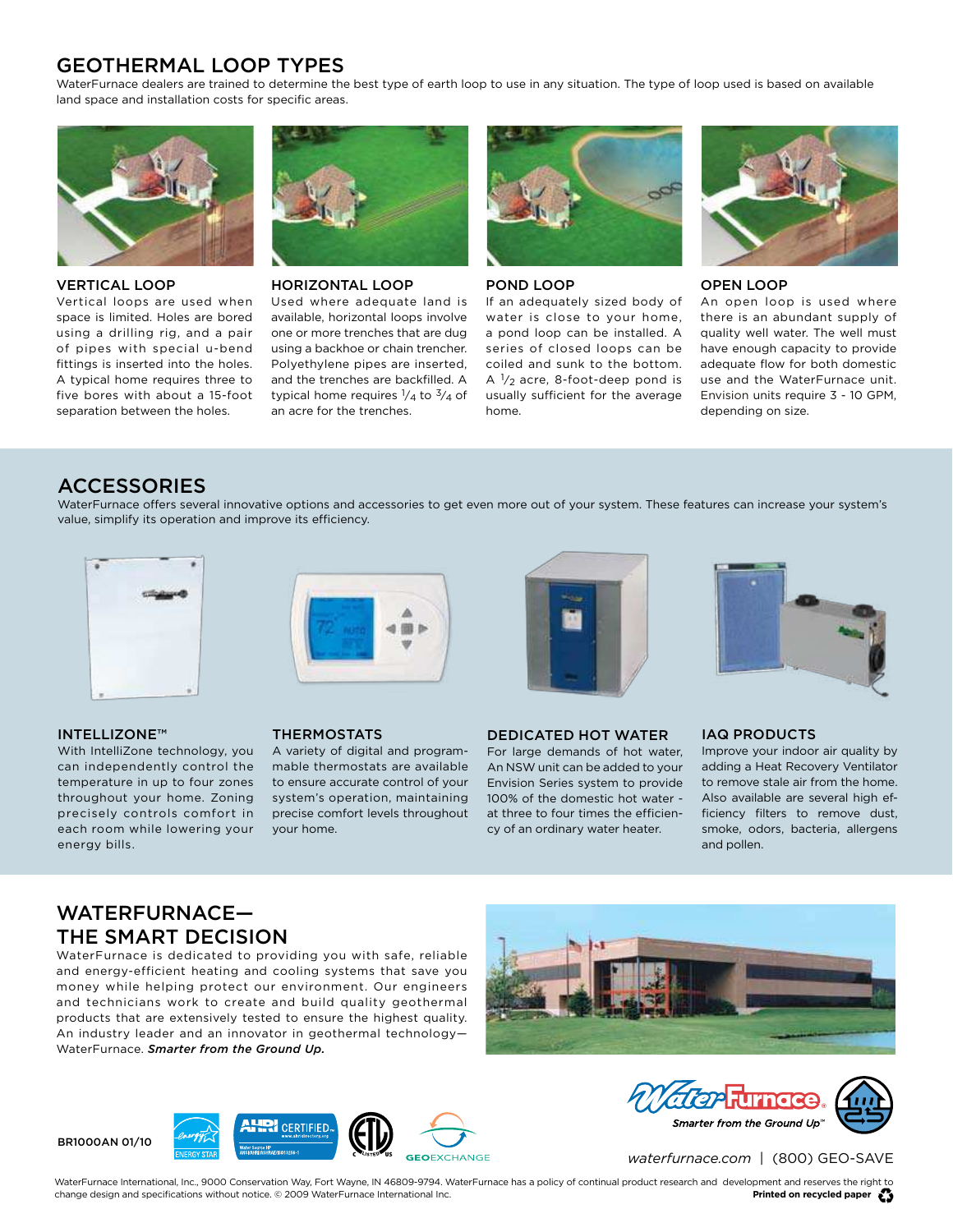## GEOTHERMAL LOOP TYPES

WaterFurnace dealers are trained to determine the best type of earth loop to use in any situation. The type of loop used is based on available land space and installation costs for specific areas.

### VERTICAL LOOP

Vertical loops are used when space is limited. Holes are bored using a drilling rig, and a pair of pipes with special u-bend fittings is inserted into the holes. A typical home requires three to five bores with about a 15-foot separation between the holes.

### HORIZONTAL LOOP

Used where adequate land is available, horizontal loops involve one or more trenches that are dug using a backhoe or chain trencher. Polyethylene pipes are inserted, and the trenches are backfilled. A typical home requires 1/4 to 3/4 of an acre for the trenches.

### POND LOOP

If an adequately sized body of water is close to your home, a pond loop can be installed. A series of closed loops can be coiled and sunk to the bottom. A 1/2 acre, 8-foot-deep pond is usually sufficient for the average home.

### OPEN LOOP

An open loop is used where there is an abundant supply of quality well water. The well must have enough capacity to provide adequate flow for both domestic use and the WaterFurnace unit. Envision units require 3 - 10 GPM, depending on size.

## ACCESSORIES

WaterFurnace offers several innovative options and accessories to get even more out of your system. These features can increase your system's value, simplify its operation and improve its efficiency.

### INTELLIZONE™

With IntelliZone technology, you can independently control the temperature in up to four zones throughout your home. Zoning precisely controls comfort in each room while lowering your energy bills.

### THERMOSTATS

A variety of digital and programmable thermostats are available to ensure accurate control of your system's operation, maintaining precise comfort levels throughout your home.

### DEDICATED HOT WATER

For large demands of hot water, An NSW unit can be added to your Envision Series system to provide 100% of the domestic hot water - at three to four times the efficiency of an ordinary water heater.

### IAQ PRODUCTS

Improve your indoor air quality by adding a Heat Recovery Ventilator to remove stale air from the home. Also available are several high efficiency filters to remove dust, smoke, odors, bacteria, allergens and pollen.

## WATERFURNACE— THE SMART DECISION

WaterFurnace is dedicated to providing you with safe, reliable and energy-efficient heating and cooling systems that save you money while helping protect our environment. Our engineers and technicians work to create and build quality geothermal products that are extensively tested to ensure the highest quality. An industry leader and an innovator in geothermal technology—WaterFurnace. ***Smarter from the Ground Up.***

BR1000AN 01/10

*Smarter from the Ground Up*™

waterfurnace.com | (800) GEO-SAVE

WaterFurnace International, Inc., 9000 Conservation Way, Fort Wayne, IN 46809-9794. WaterFurnace has a policy of continual product research and development and reserves the right to change design and specifications without notice. © 2009 WaterFurnace International Inc.

**Printed on recycled paper**